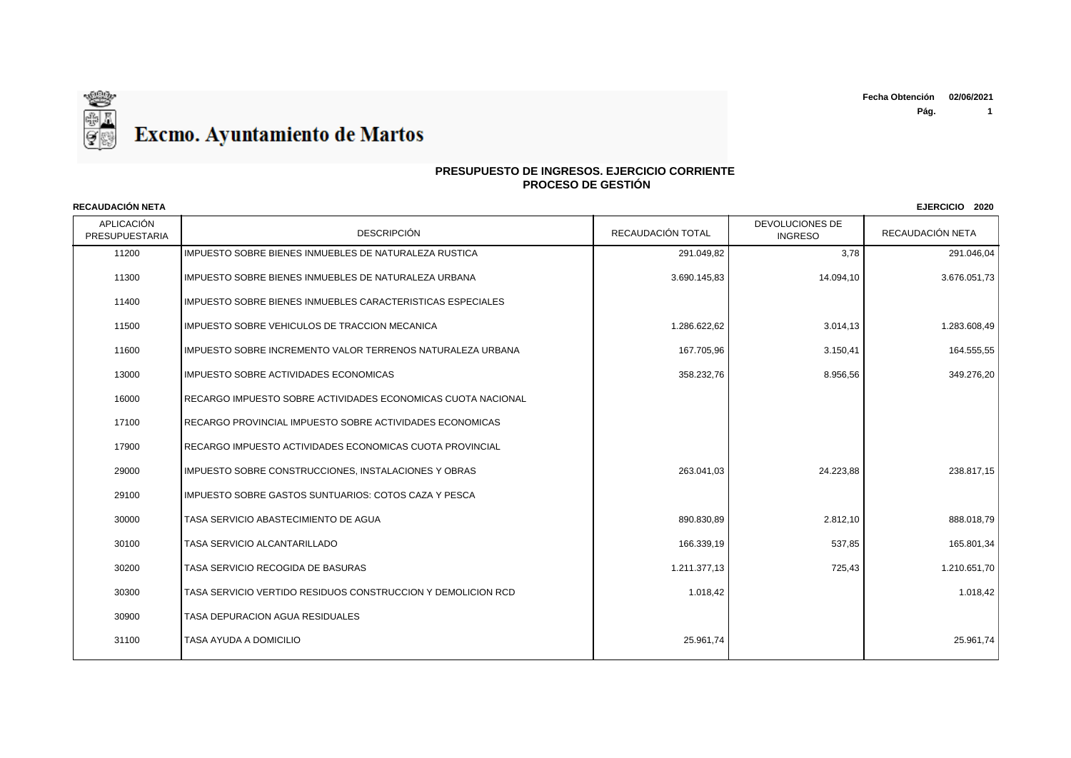# Excmo. Ayuntamiento de Martos

**Fecha Obtención** **02/06/2021**

## PRESUPUESTO DE INGRESOS. EJERCICIO CORRIENTE
## PROCESO DE GESTIÓN

**RECAUDACIÓN NETA** **EJERCICIO 2020**

| APLICACIÓN PRESUPUESTARIA | DESCRIPCIÓN | RECAUDACIÓN TOTAL | DEVOLUCIONES DE INGRESO | RECAUDACIÓN NETA |
|---|---|---|---|---|
| 11200 | IMPUESTO SOBRE BIENES INMUEBLES DE NATURALEZA RUSTICA | 291.049,82 | 3,78 | 291.046,04 |
| 11300 | IMPUESTO SOBRE BIENES INMUEBLES DE NATURALEZA URBANA | 3.690.145,83 | 14.094,10 | 3.676.051,73 |
| 11400 | IMPUESTO SOBRE BIENES INMUEBLES CARACTERISTICAS ESPECIALES | | | |
| 11500 | IMPUESTO SOBRE VEHICULOS DE TRACCION MECANICA | 1.286.622,62 | 3.014,13 | 1.283.608,49 |
| 11600 | IMPUESTO SOBRE INCREMENTO VALOR TERRENOS NATURALEZA URBANA | 167.705,96 | 3.150,41 | 164.555,55 |
| 13000 | IMPUESTO SOBRE ACTIVIDADES ECONOMICAS | 358.232,76 | 8.956,56 | 349.276,20 |
| 16000 | RECARGO IMPUESTO SOBRE ACTIVIDADES ECONOMICAS CUOTA NACIONAL | | | |
| 17100 | RECARGO PROVINCIAL IMPUESTO SOBRE ACTIVIDADES ECONOMICAS | | | |
| 17900 | RECARGO IMPUESTO ACTIVIDADES ECONOMICAS CUOTA PROVINCIAL | | | |
| 29000 | IMPUESTO SOBRE CONSTRUCCIONES, INSTALACIONES Y OBRAS | 263.041,03 | 24.223,88 | 238.817,15 |
| 29100 | IMPUESTO SOBRE GASTOS SUNTUARIOS: COTOS CAZA Y PESCA | | | |
| 30000 | TASA SERVICIO ABASTECIMIENTO DE AGUA | 890.830,89 | 2.812,10 | 888.018,79 |
| 30100 | TASA SERVICIO ALCANTARILLADO | 166.339,19 | 537,85 | 165.801,34 |
| 30200 | TASA SERVICIO RECOGIDA DE BASURAS | 1.211.377,13 | 725,43 | 1.210.651,70 |
| 30300 | TASA SERVICIO VERTIDO RESIDUOS CONSTRUCCION Y DEMOLICION RCD | 1.018,42 | | 1.018,42 |
| 30900 | TASA DEPURACION AGUA RESIDUALES | | | |
| 31100 | TASA AYUDA A DOMICILIO | 25.961,74 | | 25.961,74 |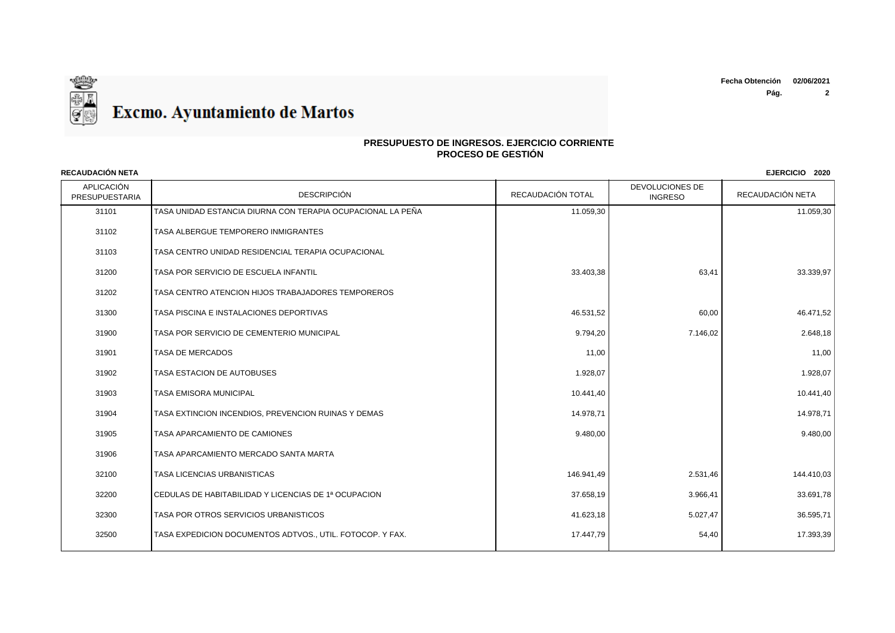Excmo. Ayuntamiento de Martos

Fecha Obtención 02/06/2021

## PRESUPUESTO DE INGRESOS. EJERCICIO CORRIENTE
## PROCESO DE GESTIÓN

**RECAUDACIÓN NETA** **EJERCICIO 2020**

| APLICACIÓN PRESUPUESTARIA | DESCRIPCIÓN | RECAUDACIÓN TOTAL | DEVOLUCIONES DE INGRESO | RECAUDACIÓN NETA |
|---|---|---|---|---|
| 31101 | TASA UNIDAD ESTANCIA DIURNA CON TERAPIA OCUPACIONAL LA PEÑA | 11.059,30 | | 11.059,30 |
| 31102 | TASA ALBERGUE TEMPORERO INMIGRANTES | | | |
| 31103 | TASA CENTRO UNIDAD RESIDENCIAL TERAPIA OCUPACIONAL | | | |
| 31200 | TASA POR SERVICIO DE ESCUELA INFANTIL | 33.403,38 | 63,41 | 33.339,97 |
| 31202 | TASA CENTRO ATENCION HIJOS TRABAJADORES TEMPOREROS | | | |
| 31300 | TASA PISCINA E INSTALACIONES DEPORTIVAS | 46.531,52 | 60,00 | 46.471,52 |
| 31900 | TASA POR SERVICIO DE CEMENTERIO MUNICIPAL | 9.794,20 | 7.146,02 | 2.648,18 |
| 31901 | TASA DE MERCADOS | 11,00 | | 11,00 |
| 31902 | TASA ESTACION DE AUTOBUSES | 1.928,07 | | 1.928,07 |
| 31903 | TASA EMISORA MUNICIPAL | 10.441,40 | | 10.441,40 |
| 31904 | TASA EXTINCION INCENDIOS, PREVENCION RUINAS Y DEMAS | 14.978,71 | | 14.978,71 |
| 31905 | TASA APARCAMIENTO DE CAMIONES | 9.480,00 | | 9.480,00 |
| 31906 | TASA APARCAMIENTO MERCADO SANTA MARTA | | | |
| 32100 | TASA LICENCIAS URBANISTICAS | 146.941,49 | 2.531,46 | 144.410,03 |
| 32200 | CEDULAS DE HABITABILIDAD Y LICENCIAS DE 1ª OCUPACION | 37.658,19 | 3.966,41 | 33.691,78 |
| 32300 | TASA POR OTROS SERVICIOS URBANISTICOS | 41.623,18 | 5.027,47 | 36.595,71 |
| 32500 | TASA EXPEDICION DOCUMENTOS ADTVOS., UTIL. FOTOCOP. Y FAX. | 17.447,79 | 54,40 | 17.393,39 |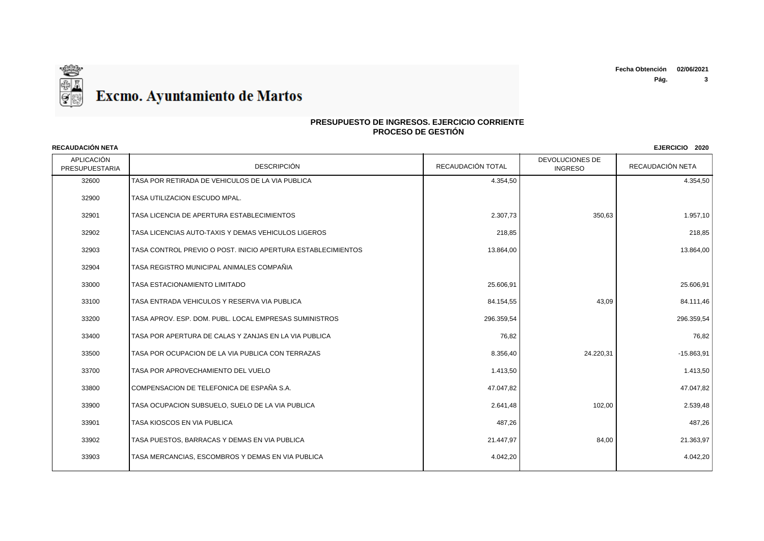**Excmo. Ayuntamiento de Martos**

**Fecha Obtención** 02/06/2021

## PRESUPUESTO DE INGRESOS. EJERCICIO CORRIENTE
## PROCESO DE GESTIÓN

**RECAUDACIÓN NETA** **EJERCICIO 2020**

| APLICACIÓN PRESUPUESTARIA | DESCRIPCIÓN | RECAUDACIÓN TOTAL | DEVOLUCIONES DE INGRESO | RECAUDACIÓN NETA |
|---|---|---|---|---|
| 32600 | TASA POR RETIRADA DE VEHICULOS DE LA VIA PUBLICA | 4.354,50 | | 4.354,50 |
| 32900 | TASA UTILIZACION ESCUDO MPAL. | | | |
| 32901 | TASA LICENCIA DE APERTURA ESTABLECIMIENTOS | 2.307,73 | 350,63 | 1.957,10 |
| 32902 | TASA LICENCIAS AUTO-TAXIS Y DEMAS VEHICULOS LIGEROS | 218,85 | | 218,85 |
| 32903 | TASA CONTROL PREVIO O POST. INICIO APERTURA ESTABLECIMIENTOS | 13.864,00 | | 13.864,00 |
| 32904 | TASA REGISTRO MUNICIPAL ANIMALES COMPAÑIA | | | |
| 33000 | TASA ESTACIONAMIENTO LIMITADO | 25.606,91 | | 25.606,91 |
| 33100 | TASA ENTRADA VEHICULOS Y RESERVA VIA PUBLICA | 84.154,55 | 43,09 | 84.111,46 |
| 33200 | TASA APROV. ESP. DOM. PUBL. LOCAL EMPRESAS SUMINISTROS | 296.359,54 | | 296.359,54 |
| 33400 | TASA POR APERTURA DE CALAS Y ZANJAS EN LA VIA PUBLICA | 76,82 | | 76,82 |
| 33500 | TASA POR OCUPACION DE LA VIA PUBLICA CON TERRAZAS | 8.356,40 | 24.220,31 | -15.863,91 |
| 33700 | TASA POR APROVECHAMIENTO DEL VUELO | 1.413,50 | | 1.413,50 |
| 33800 | COMPENSACION DE TELEFONICA DE ESPAÑA S.A. | 47.047,82 | | 47.047,82 |
| 33900 | TASA OCUPACION SUBSUELO, SUELO DE LA VIA PUBLICA | 2.641,48 | 102,00 | 2.539,48 |
| 33901 | TASA KIOSCOS EN VIA PUBLICA | 487,26 | | 487,26 |
| 33902 | TASA PUESTOS, BARRACAS Y DEMAS EN VIA PUBLICA | 21.447,97 | 84,00 | 21.363,97 |
| 33903 | TASA MERCANCIAS, ESCOMBROS Y DEMAS EN VIA PUBLICA | 4.042,20 | | 4.042,20 |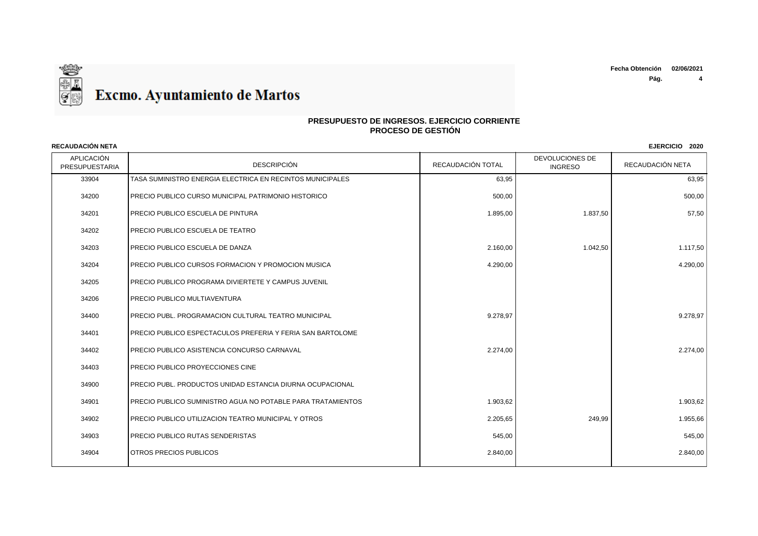# Excmo. Ayuntamiento de Martos

**Fecha Obtención** 02/06/2021

## PRESUPUESTO DE INGRESOS. EJERCICIO CORRIENTE
## PROCESO DE GESTIÓN

**RECAUDACIÓN NETA** **EJERCICIO 2020**

| APLICACIÓN PRESUPUESTARIA | DESCRIPCIÓN | RECAUDACIÓN TOTAL | DEVOLUCIONES DE INGRESO | RECAUDACIÓN NETA |
|---|---|---|---|---|
| 33904 | TASA SUMINISTRO ENERGIA ELECTRICA EN RECINTOS MUNICIPALES | 63,95 | | 63,95 |
| 34200 | PRECIO PUBLICO CURSO MUNICIPAL PATRIMONIO HISTORICO | 500,00 | | 500,00 |
| 34201 | PRECIO PUBLICO ESCUELA DE PINTURA | 1.895,00 | 1.837,50 | 57,50 |
| 34202 | PRECIO PUBLICO ESCUELA DE TEATRO | | | |
| 34203 | PRECIO PUBLICO ESCUELA DE DANZA | 2.160,00 | 1.042,50 | 1.117,50 |
| 34204 | PRECIO PUBLICO CURSOS FORMACION Y PROMOCION MUSICA | 4.290,00 | | 4.290,00 |
| 34205 | PRECIO PUBLICO PROGRAMA DIVIERTETE Y CAMPUS JUVENIL | | | |
| 34206 | PRECIO PUBLICO MULTIAVENTURA | | | |
| 34400 | PRECIO PUBL. PROGRAMACION CULTURAL TEATRO MUNICIPAL | 9.278,97 | | 9.278,97 |
| 34401 | PRECIO PUBLICO ESPECTACULOS PREFERIA Y FERIA SAN BARTOLOME | | | |
| 34402 | PRECIO PUBLICO ASISTENCIA CONCURSO CARNAVAL | 2.274,00 | | 2.274,00 |
| 34403 | PRECIO PUBLICO PROYECCIONES CINE | | | |
| 34900 | PRECIO PUBL. PRODUCTOS UNIDAD ESTANCIA DIURNA OCUPACIONAL | | | |
| 34901 | PRECIO PUBLICO SUMINISTRO AGUA NO POTABLE PARA TRATAMIENTOS | 1.903,62 | | 1.903,62 |
| 34902 | PRECIO PUBLICO UTILIZACION TEATRO MUNICIPAL Y OTROS | 2.205,65 | 249,99 | 1.955,66 |
| 34903 | PRECIO PUBLICO RUTAS SENDERISTAS | 545,00 | | 545,00 |
| 34904 | OTROS PRECIOS PUBLICOS | 2.840,00 | | 2.840,00 |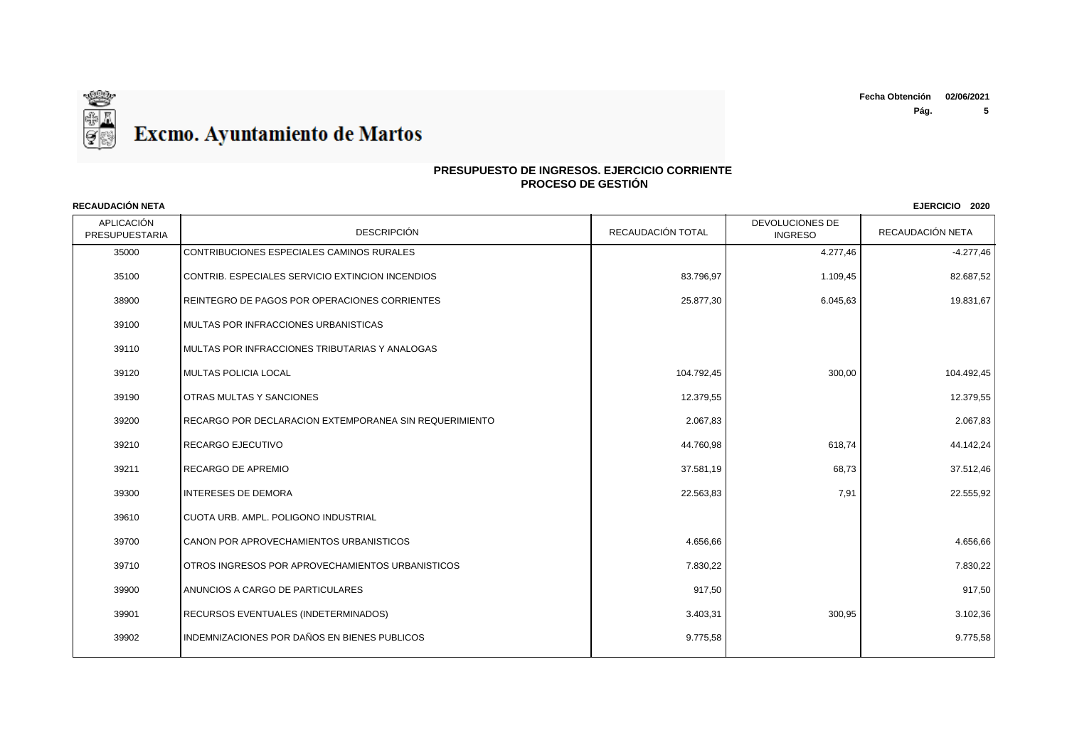Excmo. Ayuntamiento de Martos

**Fecha Obtención** **02/06/2021**

## PRESUPUESTO DE INGRESOS. EJERCICIO CORRIENTE
## PROCESO DE GESTIÓN

**RECAUDACIÓN NETA** **EJERCICIO 2020**

| APLICACIÓN PRESUPUESTARIA | DESCRIPCIÓN | RECAUDACIÓN TOTAL | DEVOLUCIONES DE INGRESO | RECAUDACIÓN NETA |
|---|---|---|---|---|
| 35000 | CONTRIBUCIONES ESPECIALES CAMINOS RURALES | | 4.277,46 | -4.277,46 |
| 35100 | CONTRIB. ESPECIALES SERVICIO EXTINCION INCENDIOS | 83.796,97 | 1.109,45 | 82.687,52 |
| 38900 | REINTEGRO DE PAGOS POR OPERACIONES CORRIENTES | 25.877,30 | 6.045,63 | 19.831,67 |
| 39100 | MULTAS POR INFRACCIONES URBANISTICAS | | | |
| 39110 | MULTAS POR INFRACCIONES TRIBUTARIAS Y ANALOGAS | | | |
| 39120 | MULTAS POLICIA LOCAL | 104.792,45 | 300,00 | 104.492,45 |
| 39190 | OTRAS MULTAS Y SANCIONES | 12.379,55 | | 12.379,55 |
| 39200 | RECARGO POR DECLARACION EXTEMPORANEA SIN REQUERIMIENTO | 2.067,83 | | 2.067,83 |
| 39210 | RECARGO EJECUTIVO | 44.760,98 | 618,74 | 44.142,24 |
| 39211 | RECARGO DE APREMIO | 37.581,19 | 68,73 | 37.512,46 |
| 39300 | INTERESES DE DEMORA | 22.563,83 | 7,91 | 22.555,92 |
| 39610 | CUOTA URB. AMPL. POLIGONO INDUSTRIAL | | | |
| 39700 | CANON POR APROVECHAMIENTOS URBANISTICOS | 4.656,66 | | 4.656,66 |
| 39710 | OTROS INGRESOS POR APROVECHAMIENTOS URBANISTICOS | 7.830,22 | | 7.830,22 |
| 39900 | ANUNCIOS A CARGO DE PARTICULARES | 917,50 | | 917,50 |
| 39901 | RECURSOS EVENTUALES (INDETERMINADOS) | 3.403,31 | 300,95 | 3.102,36 |
| 39902 | INDEMNIZACIONES POR DAÑOS EN BIENES PUBLICOS | 9.775,58 | | 9.775,58 |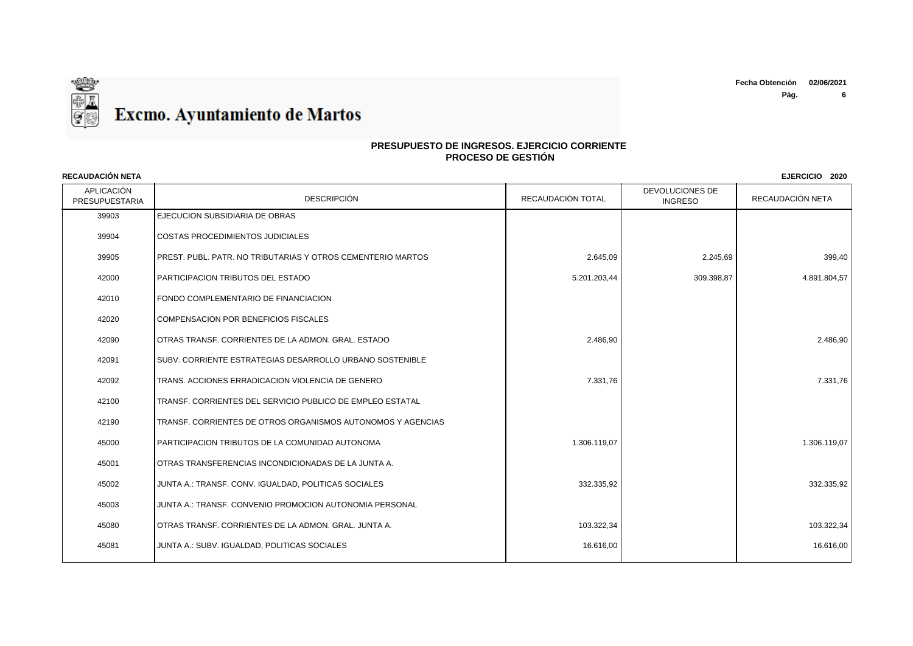# Excmo. Ayuntamiento de Martos

Fecha Obtención 02/06/2021

## PRESUPUESTO DE INGRESOS. EJERCICIO CORRIENTE
## PROCESO DE GESTIÓN

**RECAUDACIÓN NETA** **EJERCICIO 2020**

| APLICACIÓN PRESUPUESTARIA | DESCRIPCIÓN | RECAUDACIÓN TOTAL | DEVOLUCIONES DE INGRESO | RECAUDACIÓN NETA |
|---|---|---|---|---|
| 39903 | EJECUCION SUBSIDIARIA DE OBRAS | | | |
| 39904 | COSTAS PROCEDIMIENTOS JUDICIALES | | | |
| 39905 | PREST. PUBL. PATR. NO TRIBUTARIAS Y OTROS CEMENTERIO MARTOS | 2.645,09 | 2.245,69 | 399,40 |
| 42000 | PARTICIPACION TRIBUTOS DEL ESTADO | 5.201.203,44 | 309.398,87 | 4.891.804,57 |
| 42010 | FONDO COMPLEMENTARIO DE FINANCIACION | | | |
| 42020 | COMPENSACION POR BENEFICIOS FISCALES | | | |
| 42090 | OTRAS TRANSF. CORRIENTES DE LA ADMON. GRAL. ESTADO | 2.486,90 | | 2.486,90 |
| 42091 | SUBV. CORRIENTE ESTRATEGIAS DESARROLLO URBANO SOSTENIBLE | | | |
| 42092 | TRANS. ACCIONES ERRADICACION VIOLENCIA DE GENERO | 7.331,76 | | 7.331,76 |
| 42100 | TRANSF. CORRIENTES DEL SERVICIO PUBLICO DE EMPLEO ESTATAL | | | |
| 42190 | TRANSF. CORRIENTES DE OTROS ORGANISMOS AUTONOMOS Y AGENCIAS | | | |
| 45000 | PARTICIPACION TRIBUTOS DE LA COMUNIDAD AUTONOMA | 1.306.119,07 | | 1.306.119,07 |
| 45001 | OTRAS TRANSFERENCIAS INCONDICIONADAS DE LA JUNTA A. | | | |
| 45002 | JUNTA A.: TRANSF. CONV. IGUALDAD, POLITICAS SOCIALES | 332.335,92 | | 332.335,92 |
| 45003 | JUNTA A.: TRANSF. CONVENIO PROMOCION AUTONOMIA PERSONAL | | | |
| 45080 | OTRAS TRANSF. CORRIENTES DE LA ADMON. GRAL. JUNTA A. | 103.322,34 | | 103.322,34 |
| 45081 | JUNTA A.: SUBV. IGUALDAD, POLITICAS SOCIALES | 16.616,00 | | 16.616,00 |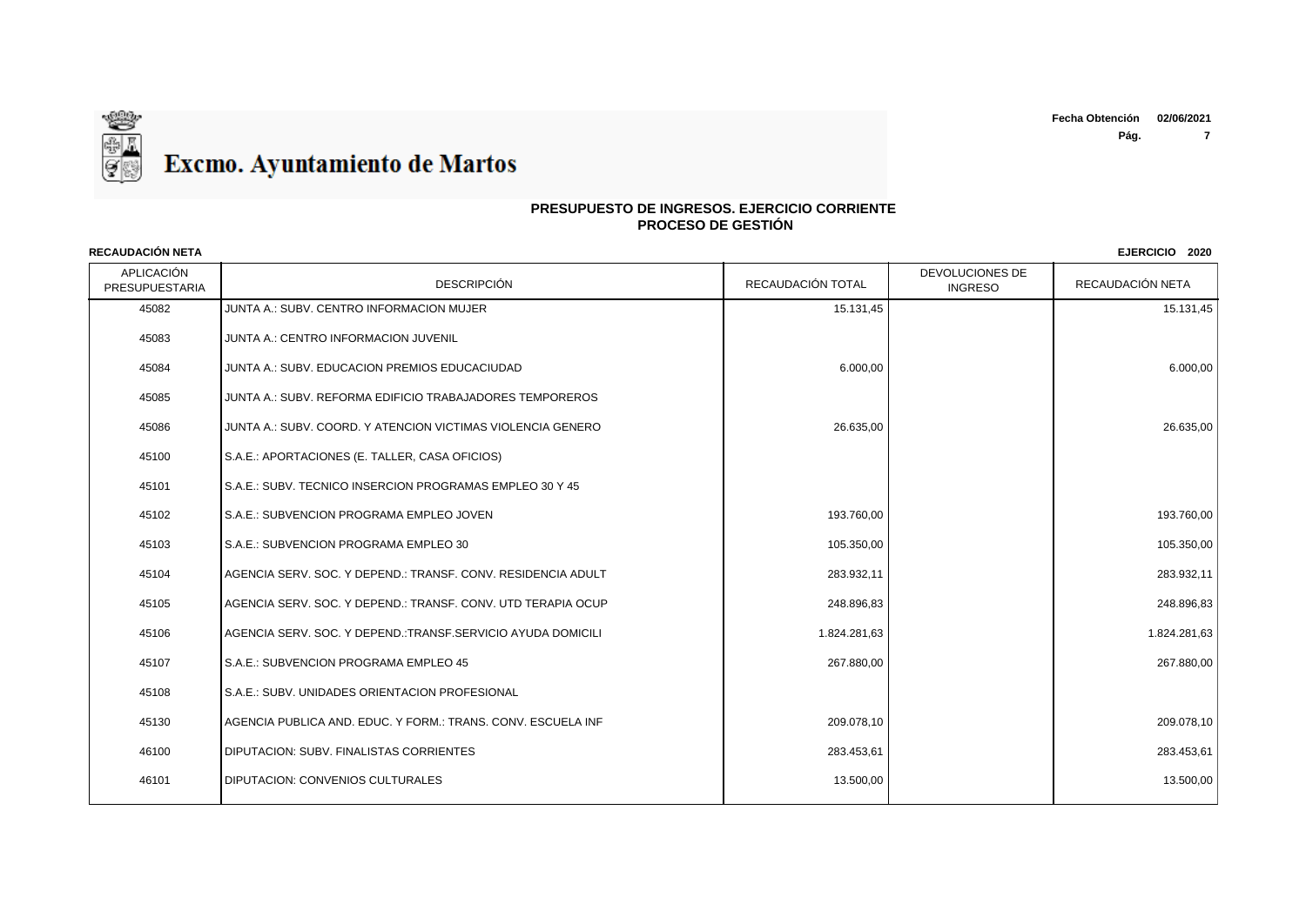**Excmo. Ayuntamiento de Martos**

**Fecha Obtención** 02/06/2021

## PRESUPUESTO DE INGRESOS. EJERCICIO CORRIENTE
## PROCESO DE GESTIÓN

**RECAUDACIÓN NETA** **EJERCICIO 2020**

| APLICACIÓN PRESUPUESTARIA | DESCRIPCIÓN | RECAUDACIÓN TOTAL | DEVOLUCIONES DE INGRESO | RECAUDACIÓN NETA |
|---|---|---|---|---|
| 45082 | JUNTA A.: SUBV. CENTRO INFORMACION MUJER | 15.131,45 | | 15.131,45 |
| 45083 | JUNTA A.: CENTRO INFORMACION JUVENIL | | | |
| 45084 | JUNTA A.: SUBV. EDUCACION PREMIOS EDUCACIUDAD | 6.000,00 | | 6.000,00 |
| 45085 | JUNTA A.: SUBV. REFORMA EDIFICIO TRABAJADORES TEMPOREROS | | | |
| 45086 | JUNTA A.: SUBV. COORD. Y ATENCION VICTIMAS VIOLENCIA GENERO | 26.635,00 | | 26.635,00 |
| 45100 | S.A.E.: APORTACIONES (E. TALLER, CASA OFICIOS) | | | |
| 45101 | S.A.E.: SUBV. TECNICO INSERCION PROGRAMAS EMPLEO 30 Y 45 | | | |
| 45102 | S.A.E.: SUBVENCION PROGRAMA EMPLEO JOVEN | 193.760,00 | | 193.760,00 |
| 45103 | S.A.E.: SUBVENCION PROGRAMA EMPLEO 30 | 105.350,00 | | 105.350,00 |
| 45104 | AGENCIA SERV. SOC. Y DEPEND.: TRANSF. CONV. RESIDENCIA ADULT | 283.932,11 | | 283.932,11 |
| 45105 | AGENCIA SERV. SOC. Y DEPEND.: TRANSF. CONV. UTD TERAPIA OCUP | 248.896,83 | | 248.896,83 |
| 45106 | AGENCIA SERV. SOC. Y DEPEND.:TRANSF.SERVICIO AYUDA DOMICILI | 1.824.281,63 | | 1.824.281,63 |
| 45107 | S.A.E.: SUBVENCION PROGRAMA EMPLEO 45 | 267.880,00 | | 267.880,00 |
| 45108 | S.A.E.: SUBV. UNIDADES ORIENTACION PROFESIONAL | | | |
| 45130 | AGENCIA PUBLICA AND. EDUC. Y FORM.: TRANS. CONV. ESCUELA INF | 209.078,10 | | 209.078,10 |
| 46100 | DIPUTACION: SUBV. FINALISTAS CORRIENTES | 283.453,61 | | 283.453,61 |
| 46101 | DIPUTACION: CONVENIOS CULTURALES | 13.500,00 | | 13.500,00 |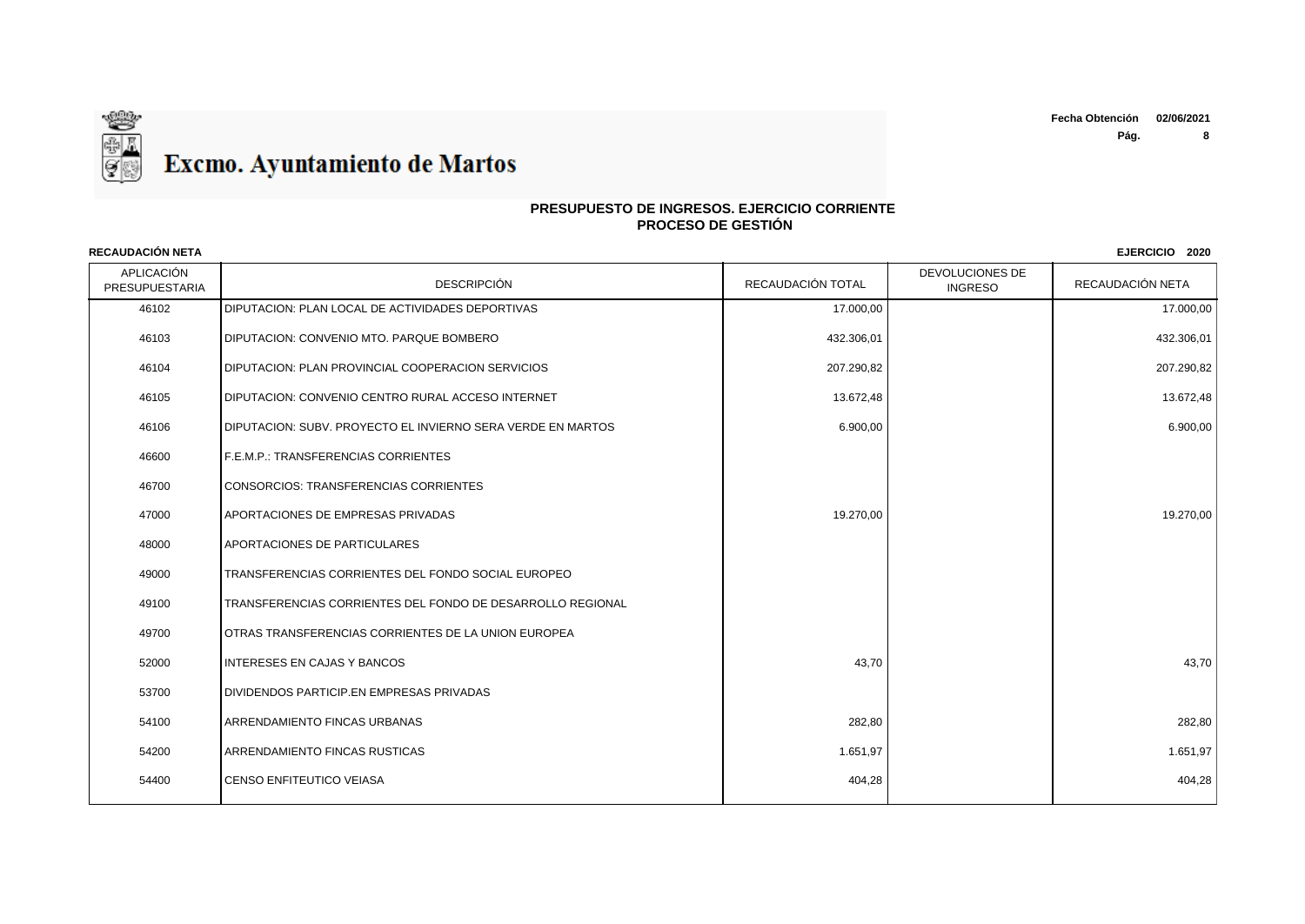# Excmo. Ayuntamiento de Martos

**Fecha Obtención** 02/06/2021

## PRESUPUESTO DE INGRESOS. EJERCICIO CORRIENTE
## PROCESO DE GESTIÓN

**RECAUDACIÓN NETA** **EJERCICIO 2020**

| APLICACIÓN PRESUPUESTARIA | DESCRIPCIÓN | RECAUDACIÓN TOTAL | DEVOLUCIONES DE INGRESO | RECAUDACIÓN NETA |
|---|---|---|---|---|
| 46102 | DIPUTACION: PLAN LOCAL DE ACTIVIDADES DEPORTIVAS | 17.000,00 | | 17.000,00 |
| 46103 | DIPUTACION: CONVENIO MTO. PARQUE BOMBERO | 432.306,01 | | 432.306,01 |
| 46104 | DIPUTACION: PLAN PROVINCIAL COOPERACION SERVICIOS | 207.290,82 | | 207.290,82 |
| 46105 | DIPUTACION: CONVENIO CENTRO RURAL ACCESO INTERNET | 13.672,48 | | 13.672,48 |
| 46106 | DIPUTACION: SUBV. PROYECTO EL INVIERNO SERA VERDE EN MARTOS | 6.900,00 | | 6.900,00 |
| 46600 | F.E.M.P.: TRANSFERENCIAS CORRIENTES | | | |
| 46700 | CONSORCIOS: TRANSFERENCIAS CORRIENTES | | | |
| 47000 | APORTACIONES DE EMPRESAS PRIVADAS | 19.270,00 | | 19.270,00 |
| 48000 | APORTACIONES DE PARTICULARES | | | |
| 49000 | TRANSFERENCIAS CORRIENTES DEL FONDO SOCIAL EUROPEO | | | |
| 49100 | TRANSFERENCIAS CORRIENTES DEL FONDO DE DESARROLLO REGIONAL | | | |
| 49700 | OTRAS TRANSFERENCIAS CORRIENTES DE LA UNION EUROPEA | | | |
| 52000 | INTERESES EN CAJAS Y BANCOS | 43,70 | | 43,70 |
| 53700 | DIVIDENDOS PARTICIP.EN EMPRESAS PRIVADAS | | | |
| 54100 | ARRENDAMIENTO FINCAS URBANAS | 282,80 | | 282,80 |
| 54200 | ARRENDAMIENTO FINCAS RUSTICAS | 1.651,97 | | 1.651,97 |
| 54400 | CENSO ENFITEUTICO VEIASA | 404,28 | | 404,28 |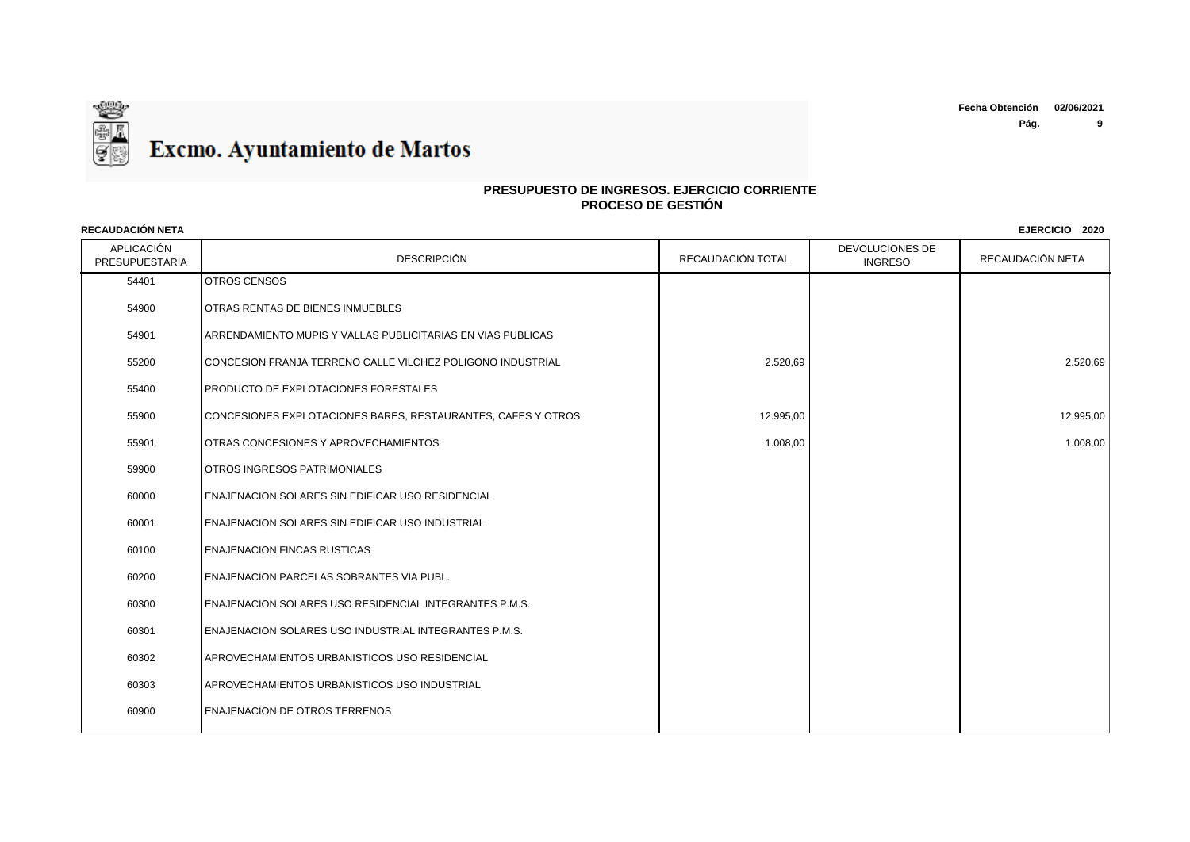# Excmo. Ayuntamiento de Martos

**Fecha Obtención** 02/06/2021

## PRESUPUESTO DE INGRESOS. EJERCICIO CORRIENTE
## PROCESO DE GESTIÓN

**RECAUDACIÓN NETA** **EJERCICIO 2020**

| APLICACIÓN PRESUPUESTARIA | DESCRIPCIÓN | RECAUDACIÓN TOTAL | DEVOLUCIONES DE INGRESO | RECAUDACIÓN NETA |
|---|---|---|---|---|
| 54401 | OTROS CENSOS | | | |
| 54900 | OTRAS RENTAS DE BIENES INMUEBLES | | | |
| 54901 | ARRENDAMIENTO MUPIS Y VALLAS PUBLICITARIAS EN VIAS PUBLICAS | | | |
| 55200 | CONCESION FRANJA TERRENO CALLE VILCHEZ POLIGONO INDUSTRIAL | 2.520,69 | | 2.520,69 |
| 55400 | PRODUCTO DE EXPLOTACIONES FORESTALES | | | |
| 55900 | CONCESIONES EXPLOTACIONES BARES, RESTAURANTES, CAFES Y OTROS | 12.995,00 | | 12.995,00 |
| 55901 | OTRAS CONCESIONES Y APROVECHAMIENTOS | 1.008,00 | | 1.008,00 |
| 59900 | OTROS INGRESOS PATRIMONIALES | | | |
| 60000 | ENAJENACION SOLARES SIN EDIFICAR USO RESIDENCIAL | | | |
| 60001 | ENAJENACION SOLARES SIN EDIFICAR USO INDUSTRIAL | | | |
| 60100 | ENAJENACION FINCAS RUSTICAS | | | |
| 60200 | ENAJENACION PARCELAS SOBRANTES VIA PUBL. | | | |
| 60300 | ENAJENACION SOLARES USO RESIDENCIAL INTEGRANTES P.M.S. | | | |
| 60301 | ENAJENACION SOLARES USO INDUSTRIAL INTEGRANTES P.M.S. | | | |
| 60302 | APROVECHAMIENTOS URBANISTICOS USO RESIDENCIAL | | | |
| 60303 | APROVECHAMIENTOS URBANISTICOS USO INDUSTRIAL | | | |
| 60900 | ENAJENACION DE OTROS TERRENOS | | | |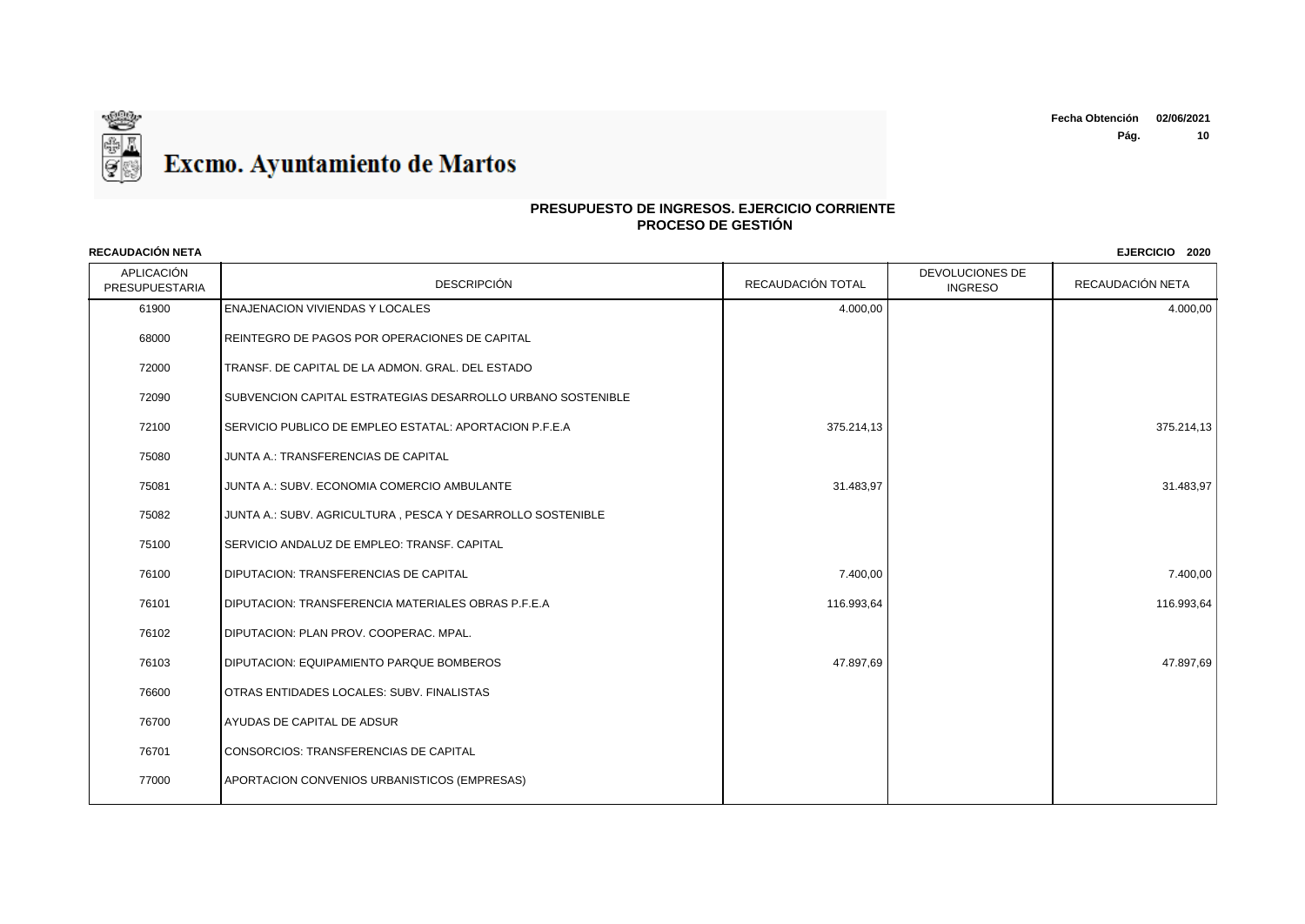# Excmo. Ayuntamiento de Martos

**Fecha Obtención** 02/06/2021

## PRESUPUESTO DE INGRESOS. EJERCICIO CORRIENTE
## PROCESO DE GESTIÓN

**RECAUDACIÓN NETA** **EJERCICIO 2020**

| APLICACIÓN PRESUPUESTARIA | DESCRIPCIÓN | RECAUDACIÓN TOTAL | DEVOLUCIONES DE INGRESO | RECAUDACIÓN NETA |
|---|---|---|---|---|
| 61900 | ENAJENACION VIVIENDAS Y LOCALES | 4.000,00 | | 4.000,00 |
| 68000 | REINTEGRO DE PAGOS POR OPERACIONES DE CAPITAL | | | |
| 72000 | TRANSF. DE CAPITAL DE LA ADMON. GRAL. DEL ESTADO | | | |
| 72090 | SUBVENCION CAPITAL ESTRATEGIAS DESARROLLO URBANO SOSTENIBLE | | | |
| 72100 | SERVICIO PUBLICO DE EMPLEO ESTATAL: APORTACION P.F.E.A | 375.214,13 | | 375.214,13 |
| 75080 | JUNTA A.: TRANSFERENCIAS DE CAPITAL | | | |
| 75081 | JUNTA A.: SUBV. ECONOMIA COMERCIO AMBULANTE | 31.483,97 | | 31.483,97 |
| 75082 | JUNTA A.: SUBV. AGRICULTURA , PESCA Y DESARROLLO SOSTENIBLE | | | |
| 75100 | SERVICIO ANDALUZ DE EMPLEO: TRANSF. CAPITAL | | | |
| 76100 | DIPUTACION: TRANSFERENCIAS DE CAPITAL | 7.400,00 | | 7.400,00 |
| 76101 | DIPUTACION: TRANSFERENCIA MATERIALES OBRAS P.F.E.A | 116.993,64 | | 116.993,64 |
| 76102 | DIPUTACION: PLAN PROV. COOPERAC. MPAL. | | | |
| 76103 | DIPUTACION: EQUIPAMIENTO PARQUE BOMBEROS | 47.897,69 | | 47.897,69 |
| 76600 | OTRAS ENTIDADES LOCALES: SUBV. FINALISTAS | | | |
| 76700 | AYUDAS DE CAPITAL DE ADSUR | | | |
| 76701 | CONSORCIOS: TRANSFERENCIAS DE CAPITAL | | | |
| 77000 | APORTACION CONVENIOS URBANISTICOS (EMPRESAS) | | | |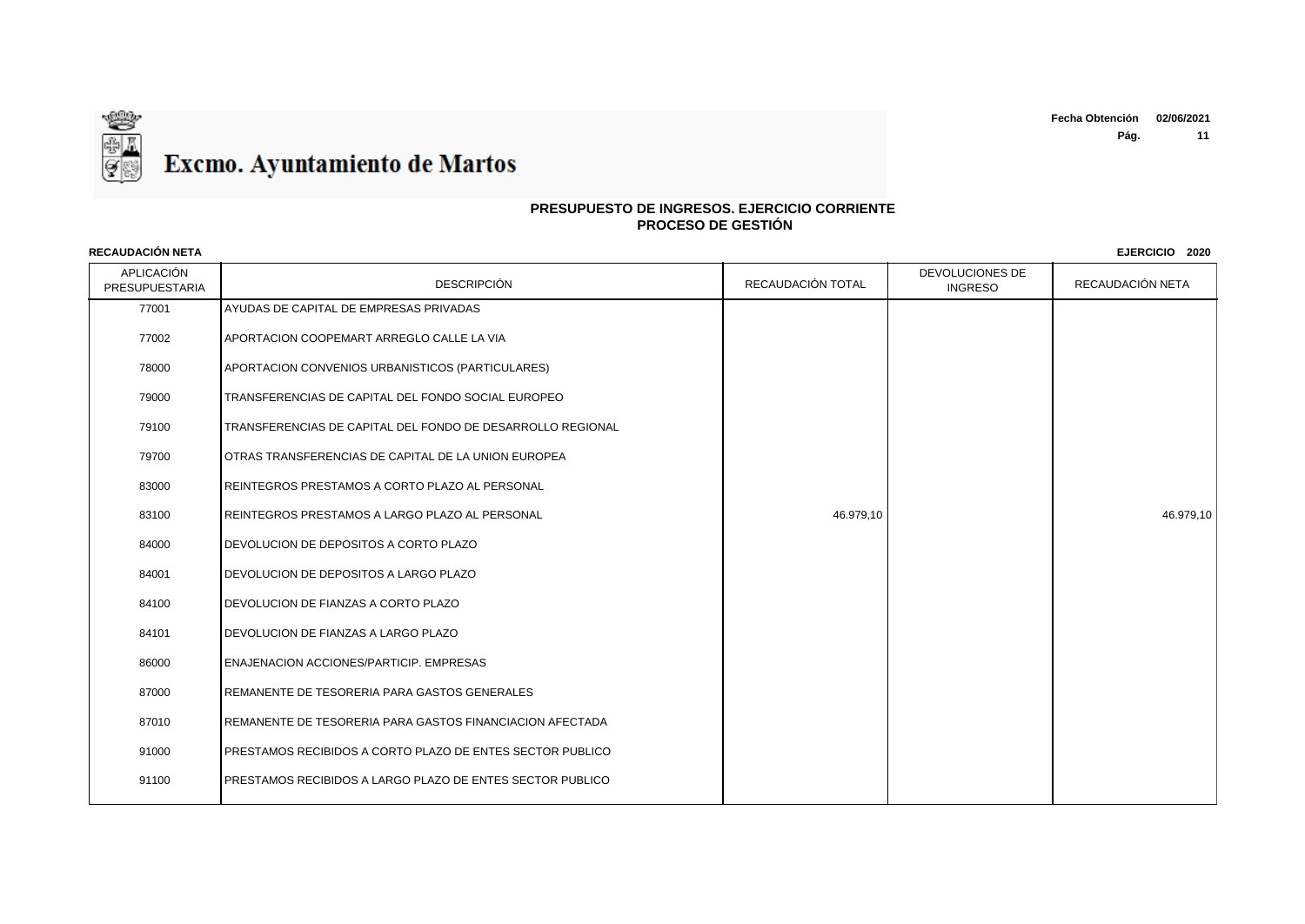**Excmo. Ayuntamiento de Martos**

**Fecha Obtención** 02/06/2021

## PRESUPUESTO DE INGRESOS. EJERCICIO CORRIENTE
## PROCESO DE GESTIÓN

**RECAUDACIÓN NETA** **EJERCICIO 2020**

| APLICACIÓN PRESUPUESTARIA | DESCRIPCIÓN | RECAUDACIÓN TOTAL | DEVOLUCIONES DE INGRESO | RECAUDACIÓN NETA |
|---|---|---|---|---|
| 77001 | AYUDAS DE CAPITAL DE EMPRESAS PRIVADAS | | | |
| 77002 | APORTACION COOPEMART ARREGLO CALLE LA VIA | | | |
| 78000 | APORTACION CONVENIOS URBANISTICOS (PARTICULARES) | | | |
| 79000 | TRANSFERENCIAS DE CAPITAL DEL FONDO SOCIAL EUROPEO | | | |
| 79100 | TRANSFERENCIAS DE CAPITAL DEL FONDO DE DESARROLLO REGIONAL | | | |
| 79700 | OTRAS TRANSFERENCIAS DE CAPITAL DE LA UNION EUROPEA | | | |
| 83000 | REINTEGROS PRESTAMOS A CORTO PLAZO AL PERSONAL | | | |
| 83100 | REINTEGROS PRESTAMOS A LARGO PLAZO AL PERSONAL | 46.979,10 | | 46.979,10 |
| 84000 | DEVOLUCION DE DEPOSITOS A CORTO PLAZO | | | |
| 84001 | DEVOLUCION DE DEPOSITOS A LARGO PLAZO | | | |
| 84100 | DEVOLUCION DE FIANZAS A CORTO PLAZO | | | |
| 84101 | DEVOLUCION DE FIANZAS A LARGO PLAZO | | | |
| 86000 | ENAJENACION ACCIONES/PARTICIP. EMPRESAS | | | |
| 87000 | REMANENTE DE TESORERIA PARA GASTOS GENERALES | | | |
| 87010 | REMANENTE DE TESORERIA PARA GASTOS FINANCIACION AFECTADA | | | |
| 91000 | PRESTAMOS RECIBIDOS A CORTO PLAZO DE ENTES SECTOR PUBLICO | | | |
| 91100 | PRESTAMOS RECIBIDOS A LARGO PLAZO DE ENTES SECTOR PUBLICO | | | |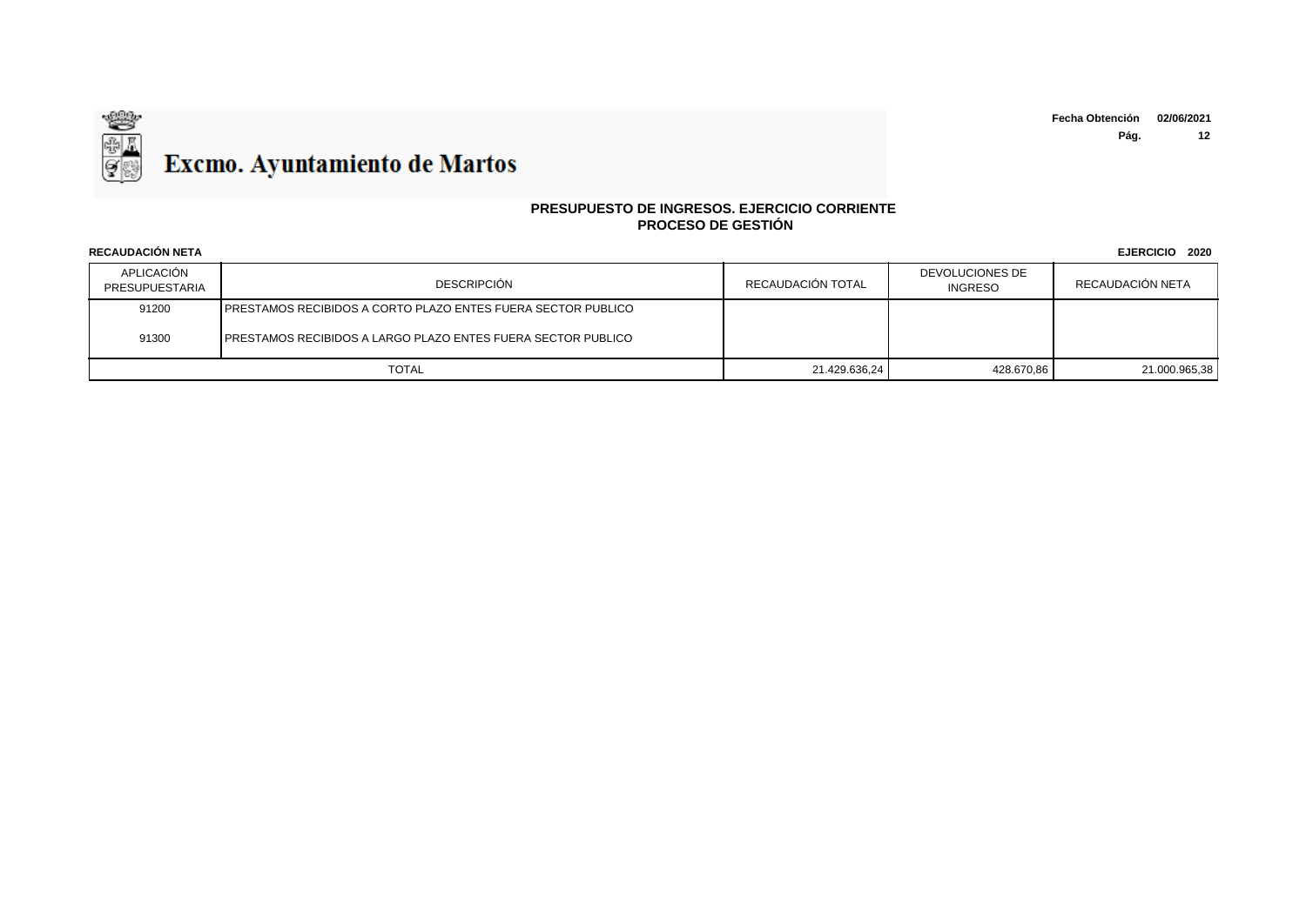Excmo. Ayuntamiento de Martos

Fecha Obtención 02/06/2021

## PRESUPUESTO DE INGRESOS. EJERCICIO CORRIENTE
## PROCESO DE GESTIÓN

**RECAUDACIÓN NETA** **EJERCICIO 2020**

| APLICACIÓN PRESUPUESTARIA | DESCRIPCIÓN | RECAUDACIÓN TOTAL | DEVOLUCIONES DE INGRESO | RECAUDACIÓN NETA |
|---|---|---|---|---|
| 91200 | PRESTAMOS RECIBIDOS A CORTO PLAZO ENTES FUERA SECTOR PUBLICO | | | |
| 91300 | PRESTAMOS RECIBIDOS A LARGO PLAZO ENTES FUERA SECTOR PUBLICO | | | |
| TOTAL | | 21.429.636,24 | 428.670,86 | 21.000.965,38 |